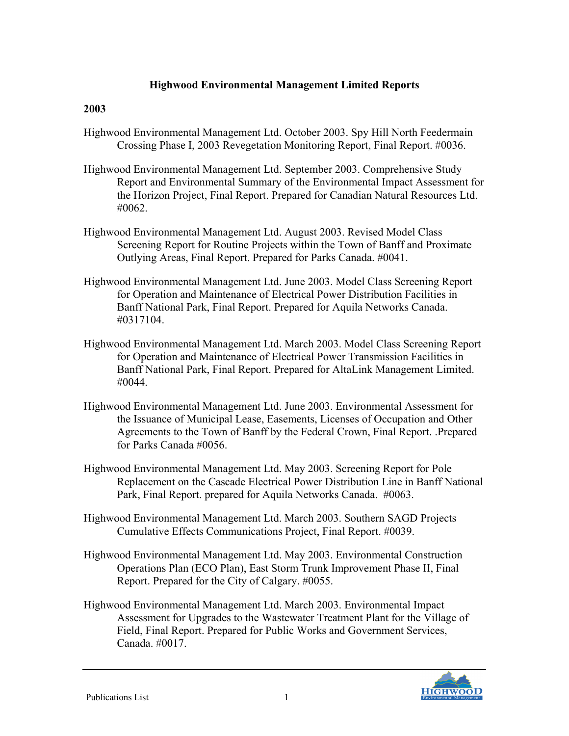# Highwood Environmental Management Limited Reports

## 2003

Highwood Environmental Management Ltd. October 2003. Spy Hill North Feedermain Crossing Phase I, 2003 Revegetation Monitoring Report, Final Report. #0036.

Highwood Environmental Management Ltd. September 2003. Comprehensive Study Report and Environmental Summary of the Environmental Impact Assessment for the Horizon Project, Final Report. Prepared for Canadian Natural Resources Ltd. #0062.

Highwood Environmental Management Ltd. August 2003. Revised Model Class Screening Report for Routine Projects within the Town of Banff and Proximate Outlying Areas, Final Report. Prepared for Parks Canada. #0041.

Highwood Environmental Management Ltd. June 2003. Model Class Screening Report for Operation and Maintenance of Electrical Power Distribution Facilities in Banff National Park, Final Report. Prepared for Aquila Networks Canada. #0317104.

Highwood Environmental Management Ltd. March 2003. Model Class Screening Report for Operation and Maintenance of Electrical Power Transmission Facilities in Banff National Park, Final Report. Prepared for AltaLink Management Limited. #0044.

Highwood Environmental Management Ltd. June 2003. Environmental Assessment for the Issuance of Municipal Lease, Easements, Licenses of Occupation and Other Agreements to the Town of Banff by the Federal Crown, Final Report. .Prepared for Parks Canada #0056.

Highwood Environmental Management Ltd. May 2003. Screening Report for Pole Replacement on the Cascade Electrical Power Distribution Line in Banff National Park, Final Report. prepared for Aquila Networks Canada. #0063.

Highwood Environmental Management Ltd. March 2003. Southern SAGD Projects Cumulative Effects Communications Project, Final Report. #0039.

Highwood Environmental Management Ltd. May 2003. Environmental Construction Operations Plan (ECO Plan), East Storm Trunk Improvement Phase II, Final Report. Prepared for the City of Calgary. #0055.

Highwood Environmental Management Ltd. March 2003. Environmental Impact Assessment for Upgrades to the Wastewater Treatment Plant for the Village of Field, Final Report. Prepared for Public Works and Government Services, Canada. #0017.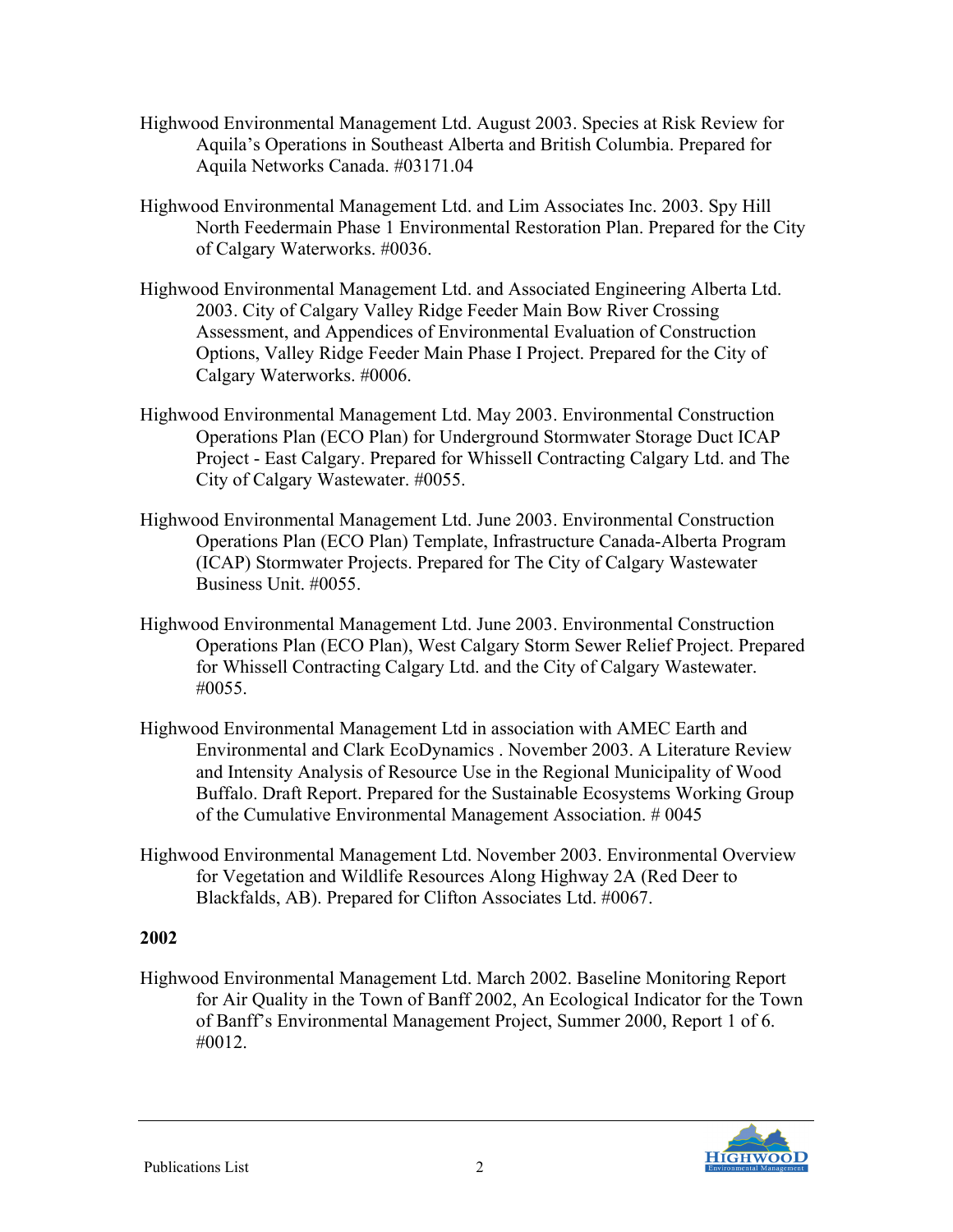Highwood Environmental Management Ltd. August 2003. Species at Risk Review for Aquila's Operations in Southeast Alberta and British Columbia. Prepared for Aquila Networks Canada. #03171.04

Highwood Environmental Management Ltd. and Lim Associates Inc. 2003. Spy Hill North Feedermain Phase 1 Environmental Restoration Plan. Prepared for the City of Calgary Waterworks. #0036.

Highwood Environmental Management Ltd. and Associated Engineering Alberta Ltd. 2003. City of Calgary Valley Ridge Feeder Main Bow River Crossing Assessment, and Appendices of Environmental Evaluation of Construction Options, Valley Ridge Feeder Main Phase I Project. Prepared for the City of Calgary Waterworks. #0006.

Highwood Environmental Management Ltd. May 2003. Environmental Construction Operations Plan (ECO Plan) for Underground Stormwater Storage Duct ICAP Project - East Calgary. Prepared for Whissell Contracting Calgary Ltd. and The City of Calgary Wastewater. #0055.

Highwood Environmental Management Ltd. June 2003. Environmental Construction Operations Plan (ECO Plan) Template, Infrastructure Canada-Alberta Program (ICAP) Stormwater Projects. Prepared for The City of Calgary Wastewater Business Unit. #0055.

Highwood Environmental Management Ltd. June 2003. Environmental Construction Operations Plan (ECO Plan), West Calgary Storm Sewer Relief Project. Prepared for Whissell Contracting Calgary Ltd. and the City of Calgary Wastewater. #0055.

Highwood Environmental Management Ltd in association with AMEC Earth and Environmental and Clark EcoDynamics . November 2003. A Literature Review and Intensity Analysis of Resource Use in the Regional Municipality of Wood Buffalo. Draft Report. Prepared for the Sustainable Ecosystems Working Group of the Cumulative Environmental Management Association. # 0045

Highwood Environmental Management Ltd. November 2003. Environmental Overview for Vegetation and Wildlife Resources Along Highway 2A (Red Deer to Blackfalds, AB). Prepared for Clifton Associates Ltd. #0067.

**2002**

Highwood Environmental Management Ltd. March 2002. Baseline Monitoring Report for Air Quality in the Town of Banff 2002, An Ecological Indicator for the Town of Banff's Environmental Management Project, Summer 2000, Report 1 of 6. #0012.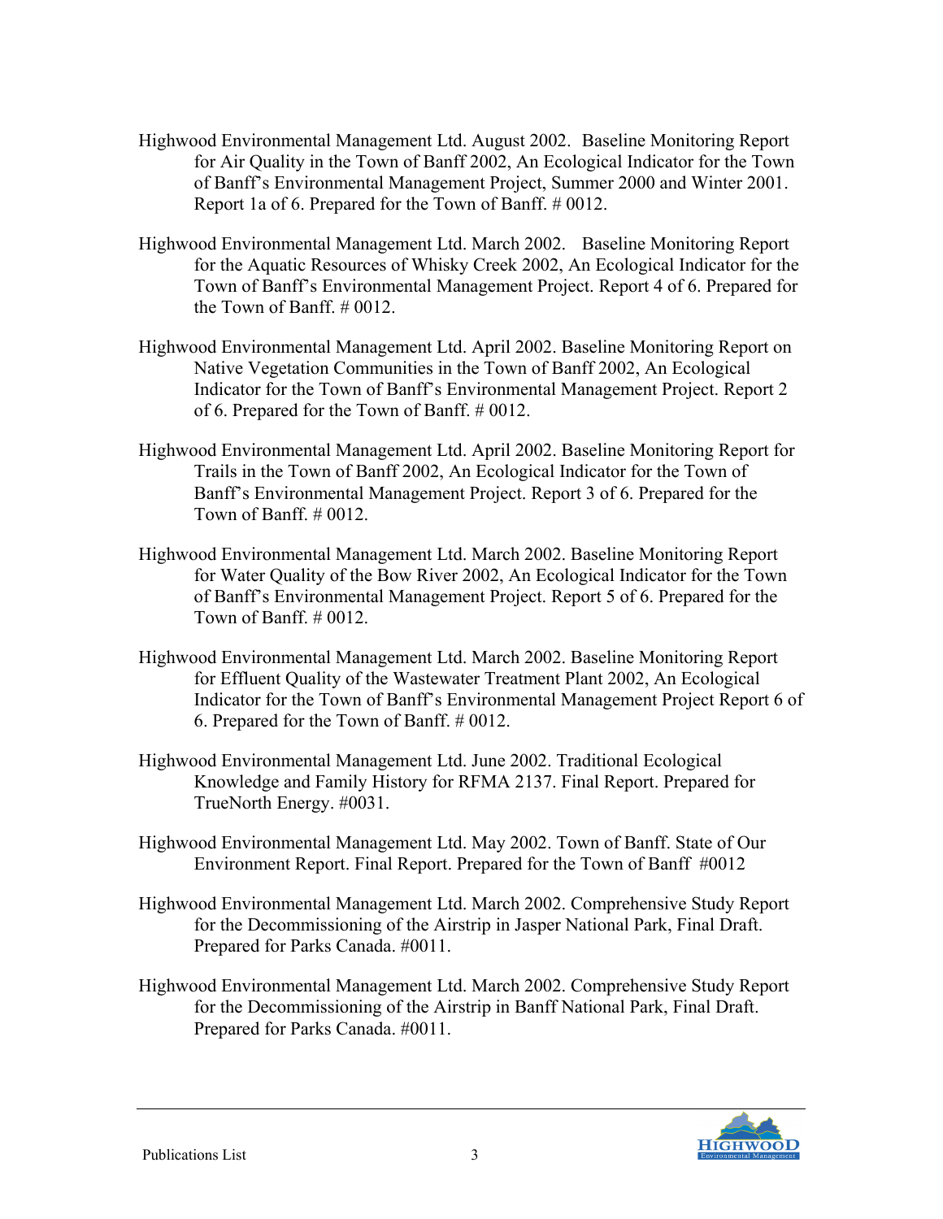Highwood Environmental Management Ltd. August 2002. Baseline Monitoring Report for Air Quality in the Town of Banff 2002, An Ecological Indicator for the Town of Banff's Environmental Management Project, Summer 2000 and Winter 2001. Report 1a of 6. Prepared for the Town of Banff. # 0012.

Highwood Environmental Management Ltd. March 2002. Baseline Monitoring Report for the Aquatic Resources of Whisky Creek 2002, An Ecological Indicator for the Town of Banff's Environmental Management Project. Report 4 of 6. Prepared for the Town of Banff. # 0012.

Highwood Environmental Management Ltd. April 2002. Baseline Monitoring Report on Native Vegetation Communities in the Town of Banff 2002, An Ecological Indicator for the Town of Banff's Environmental Management Project. Report 2 of 6. Prepared for the Town of Banff. # 0012.

Highwood Environmental Management Ltd. April 2002. Baseline Monitoring Report for Trails in the Town of Banff 2002, An Ecological Indicator for the Town of Banff's Environmental Management Project. Report 3 of 6. Prepared for the Town of Banff. # 0012.

Highwood Environmental Management Ltd. March 2002. Baseline Monitoring Report for Water Quality of the Bow River 2002, An Ecological Indicator for the Town of Banff's Environmental Management Project. Report 5 of 6. Prepared for the Town of Banff. # 0012.

Highwood Environmental Management Ltd. March 2002. Baseline Monitoring Report for Effluent Quality of the Wastewater Treatment Plant 2002, An Ecological Indicator for the Town of Banff's Environmental Management Project Report 6 of 6. Prepared for the Town of Banff. # 0012.

Highwood Environmental Management Ltd. June 2002. Traditional Ecological Knowledge and Family History for RFMA 2137. Final Report. Prepared for TrueNorth Energy. #0031.

Highwood Environmental Management Ltd. May 2002. Town of Banff. State of Our Environment Report. Final Report. Prepared for the Town of Banff #0012

Highwood Environmental Management Ltd. March 2002. Comprehensive Study Report for the Decommissioning of the Airstrip in Jasper National Park, Final Draft. Prepared for Parks Canada. #0011.

Highwood Environmental Management Ltd. March 2002. Comprehensive Study Report for the Decommissioning of the Airstrip in Banff National Park, Final Draft. Prepared for Parks Canada. #0011.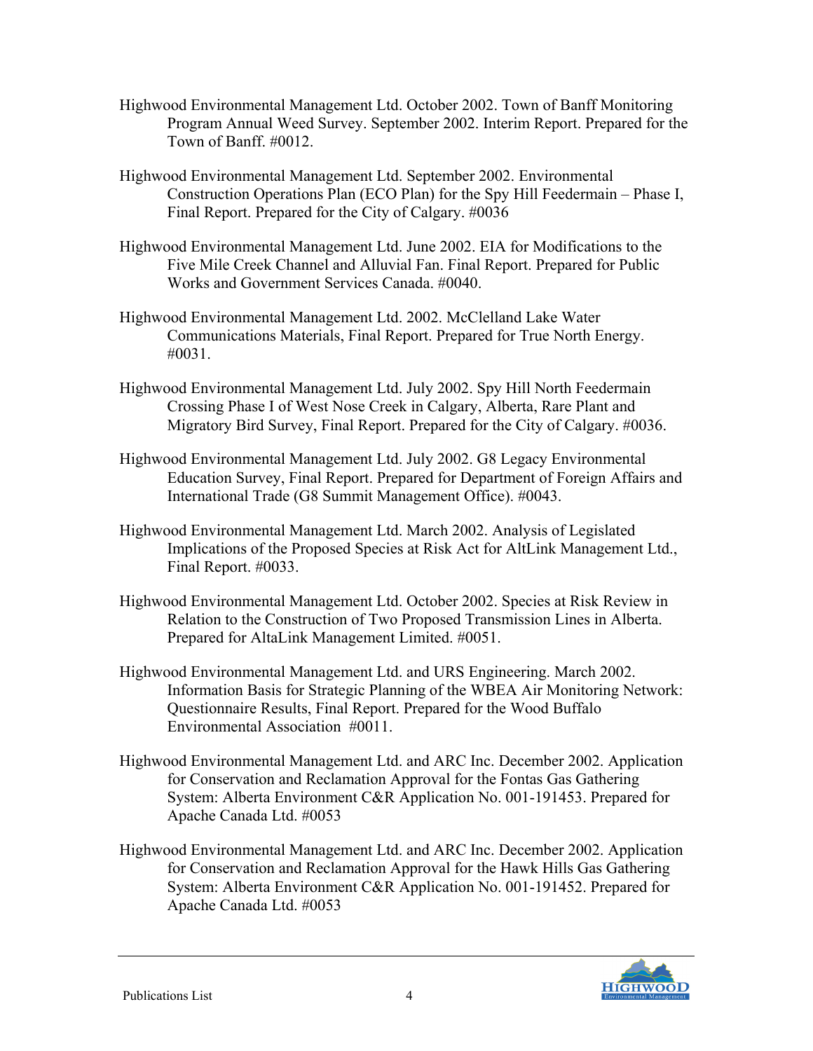Highwood Environmental Management Ltd. October 2002. Town of Banff Monitoring Program Annual Weed Survey. September 2002. Interim Report. Prepared for the Town of Banff. #0012.

Highwood Environmental Management Ltd. September 2002. Environmental Construction Operations Plan (ECO Plan) for the Spy Hill Feedermain – Phase I, Final Report. Prepared for the City of Calgary. #0036

Highwood Environmental Management Ltd. June 2002. EIA for Modifications to the Five Mile Creek Channel and Alluvial Fan. Final Report. Prepared for Public Works and Government Services Canada. #0040.

Highwood Environmental Management Ltd. 2002. McClelland Lake Water Communications Materials, Final Report. Prepared for True North Energy. #0031.

Highwood Environmental Management Ltd. July 2002. Spy Hill North Feedermain Crossing Phase I of West Nose Creek in Calgary, Alberta, Rare Plant and Migratory Bird Survey, Final Report. Prepared for the City of Calgary. #0036.

Highwood Environmental Management Ltd. July 2002. G8 Legacy Environmental Education Survey, Final Report. Prepared for Department of Foreign Affairs and International Trade (G8 Summit Management Office). #0043.

Highwood Environmental Management Ltd. March 2002. Analysis of Legislated Implications of the Proposed Species at Risk Act for AltLink Management Ltd., Final Report. #0033.

Highwood Environmental Management Ltd. October 2002. Species at Risk Review in Relation to the Construction of Two Proposed Transmission Lines in Alberta. Prepared for AltaLink Management Limited. #0051.

Highwood Environmental Management Ltd. and URS Engineering. March 2002. Information Basis for Strategic Planning of the WBEA Air Monitoring Network: Questionnaire Results, Final Report. Prepared for the Wood Buffalo Environmental Association #0011.

Highwood Environmental Management Ltd. and ARC Inc. December 2002. Application for Conservation and Reclamation Approval for the Fontas Gas Gathering System: Alberta Environment C&R Application No. 001-191453. Prepared for Apache Canada Ltd. #0053

Highwood Environmental Management Ltd. and ARC Inc. December 2002. Application for Conservation and Reclamation Approval for the Hawk Hills Gas Gathering System: Alberta Environment C&R Application No. 001-191452. Prepared for Apache Canada Ltd. #0053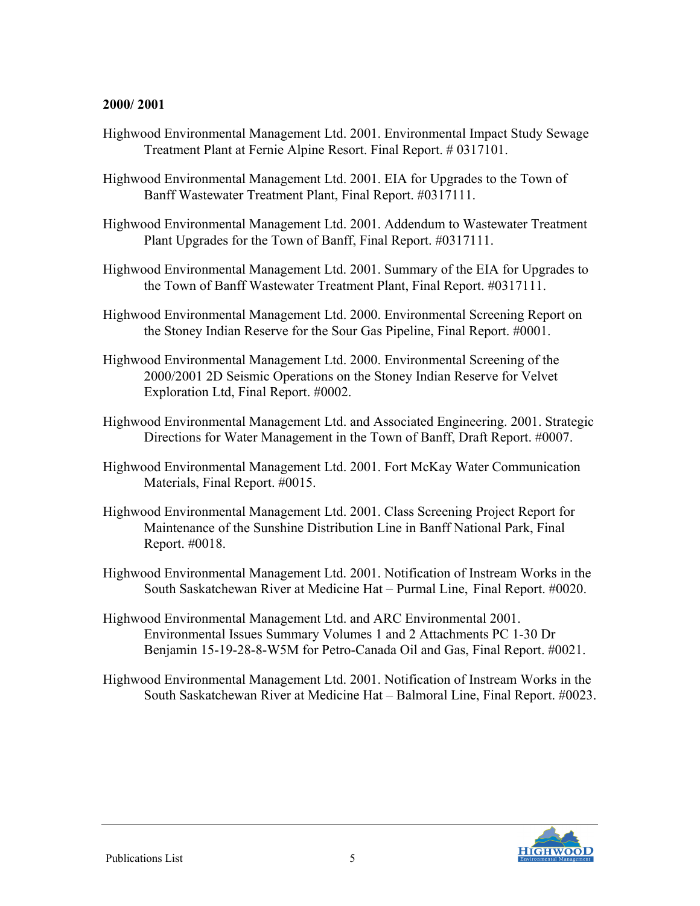**2000/ 2001**

Highwood Environmental Management Ltd. 2001. Environmental Impact Study Sewage Treatment Plant at Fernie Alpine Resort. Final Report. # 0317101.

Highwood Environmental Management Ltd. 2001. EIA for Upgrades to the Town of Banff Wastewater Treatment Plant, Final Report. #0317111.

Highwood Environmental Management Ltd. 2001. Addendum to Wastewater Treatment Plant Upgrades for the Town of Banff, Final Report. #0317111.

Highwood Environmental Management Ltd. 2001. Summary of the EIA for Upgrades to the Town of Banff Wastewater Treatment Plant, Final Report. #0317111.

Highwood Environmental Management Ltd. 2000. Environmental Screening Report on the Stoney Indian Reserve for the Sour Gas Pipeline, Final Report. #0001.

Highwood Environmental Management Ltd. 2000. Environmental Screening of the 2000/2001 2D Seismic Operations on the Stoney Indian Reserve for Velvet Exploration Ltd, Final Report. #0002.

Highwood Environmental Management Ltd. and Associated Engineering. 2001. Strategic Directions for Water Management in the Town of Banff, Draft Report. #0007.

Highwood Environmental Management Ltd. 2001. Fort McKay Water Communication Materials, Final Report. #0015.

Highwood Environmental Management Ltd. 2001. Class Screening Project Report for Maintenance of the Sunshine Distribution Line in Banff National Park, Final Report. #0018.

Highwood Environmental Management Ltd. 2001. Notification of Instream Works in the South Saskatchewan River at Medicine Hat – Purmal Line, Final Report. #0020.

Highwood Environmental Management Ltd. and ARC Environmental 2001. Environmental Issues Summary Volumes 1 and 2 Attachments PC 1-30 Dr Benjamin 15-19-28-8-W5M for Petro-Canada Oil and Gas, Final Report. #0021.

Highwood Environmental Management Ltd. 2001. Notification of Instream Works in the South Saskatchewan River at Medicine Hat – Balmoral Line, Final Report. #0023.